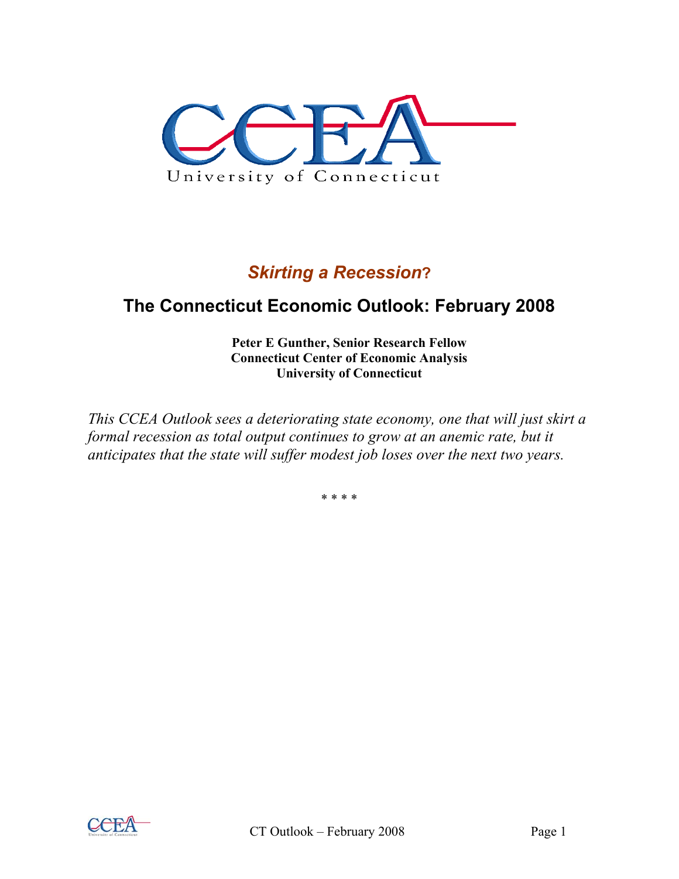# *Skirting a Recession?*

## The Connecticut Economic Outlook: February 2008

**Peter E Gunther, Senior Research Fellow**
**Connecticut Center of Economic Analysis**
**University of Connecticut**

*This CCEA Outlook sees a deteriorating state economy, one that will just skirt a formal recession as total output continues to grow at an anemic rate, but it anticipates that the state will suffer modest job loses over the next two years.*

* * * *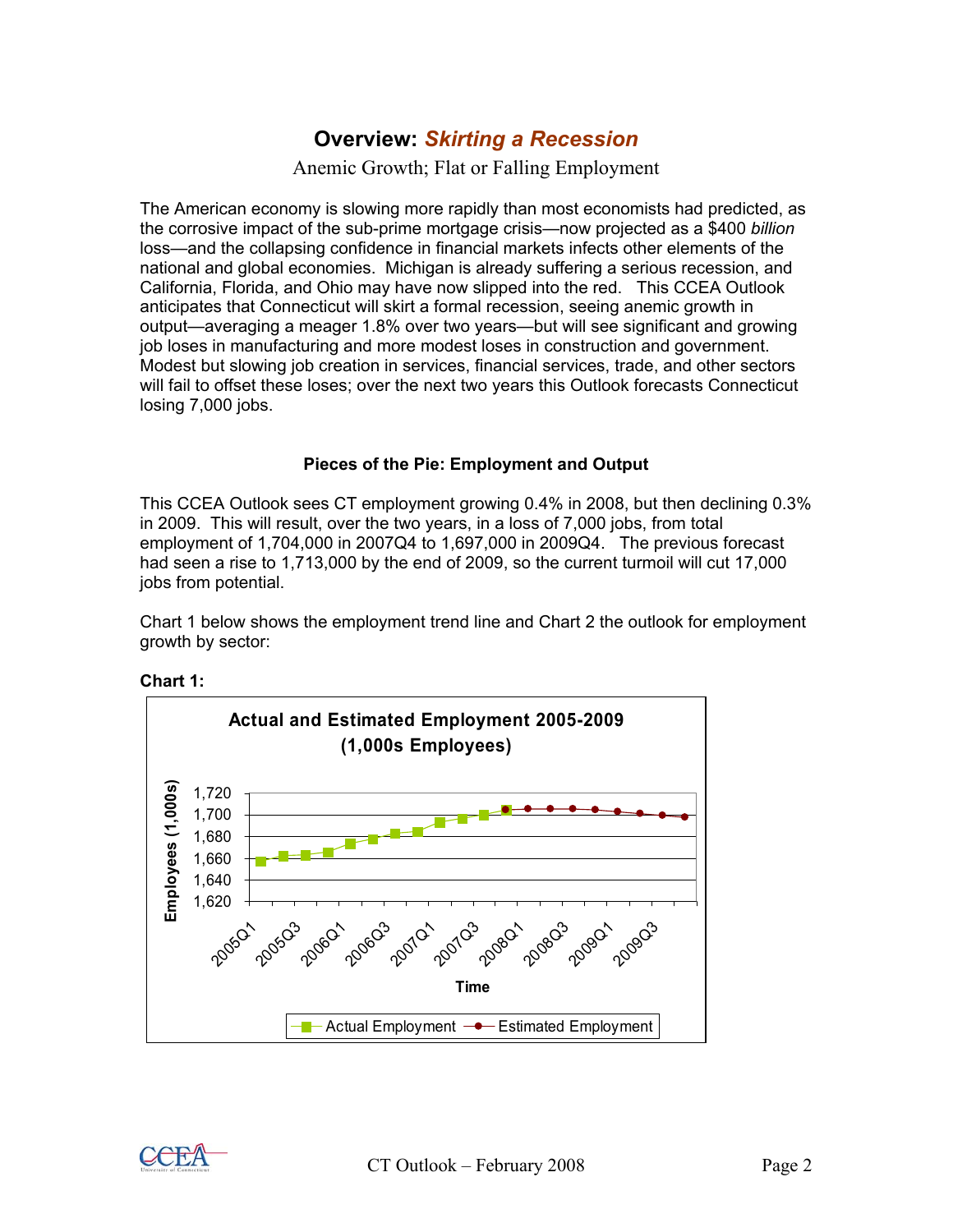# Overview: *Skirting a Recession*

Anemic Growth; Flat or Falling Employment

The American economy is slowing more rapidly than most economists had predicted, as the corrosive impact of the sub-prime mortgage crisis—now projected as a $400 *billion* loss—and the collapsing confidence in financial markets infects other elements of the national and global economies. Michigan is already suffering a serious recession, and California, Florida, and Ohio may have now slipped into the red. This CCEA Outlook anticipates that Connecticut will skirt a formal recession, seeing anemic growth in output—averaging a meager 1.8% over two years—but will see significant and growing job loses in manufacturing and more modest loses in construction and government. Modest but slowing job creation in services, financial services, trade, and other sectors will fail to offset these loses; over the next two years this Outlook forecasts Connecticut losing 7,000 jobs.

### Pieces of the Pie: Employment and Output

This CCEA Outlook sees CT employment growing 0.4% in 2008, but then declining 0.3% in 2009. This will result, over the two years, in a loss of 7,000 jobs, from total employment of 1,704,000 in 2007Q4 to 1,697,000 in 2009Q4. The previous forecast had seen a rise to 1,713,000 by the end of 2009, so the current turmoil will cut 17,000 jobs from potential.

Chart 1 below shows the employment trend line and Chart 2 the outlook for employment growth by sector:

**Chart 1:**

**Actual and Estimated Employment 2005-2009 (1,000s Employees)**

Employees (1,000s): 1,620 – 1,720

Time: 2005Q1, 2005Q3, 2006Q1, 2006Q3, 2007Q1, 2007Q3, 2008Q1, 2008Q3, 2009Q1, 2009Q3

Legend: Actual Employment; Estimated Employment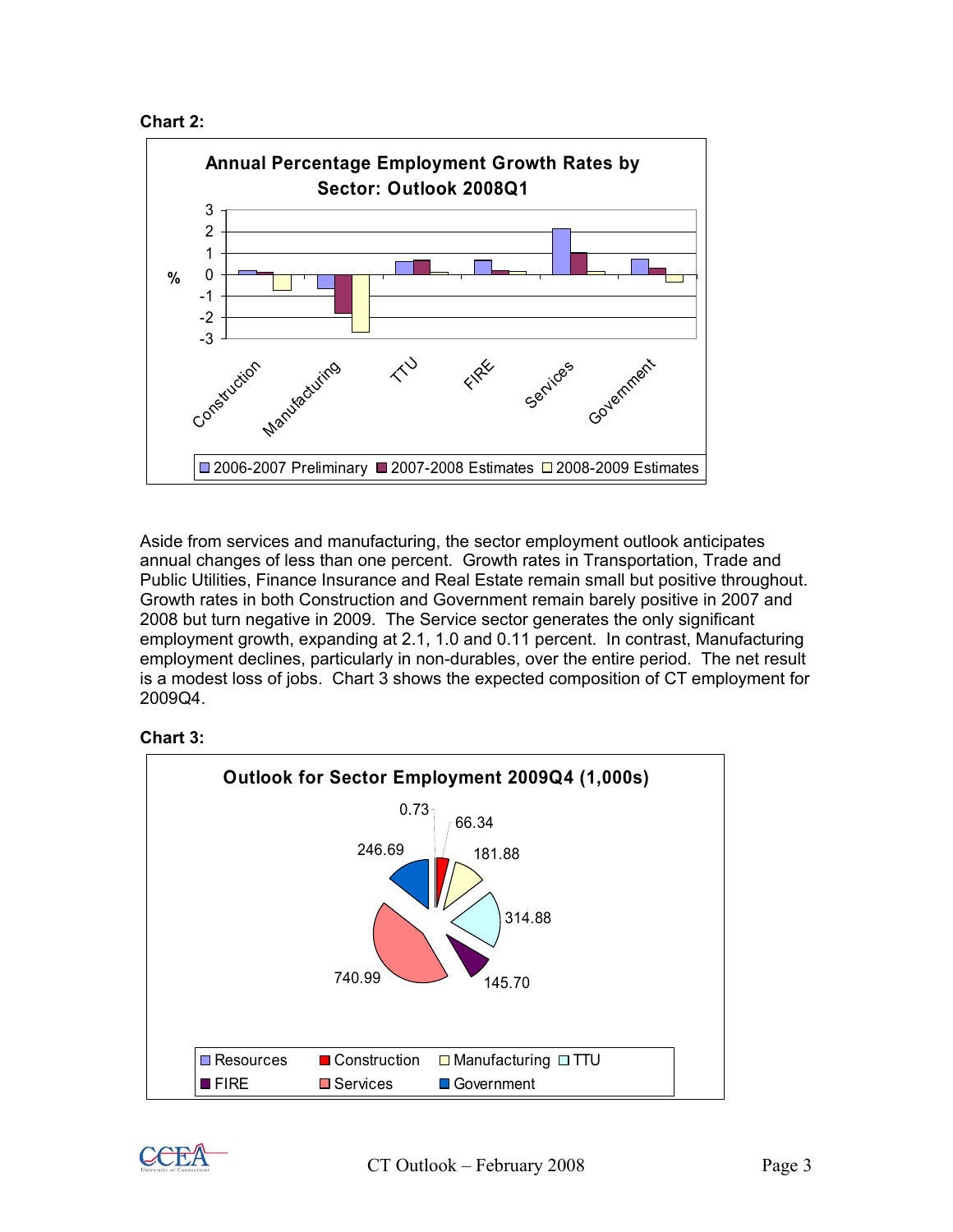**Chart 2:**

Annual Percentage Employment Growth Rates by Sector: Outlook 2008Q1

Aside from services and manufacturing, the sector employment outlook anticipates annual changes of less than one percent. Growth rates in Transportation, Trade and Public Utilities, Finance Insurance and Real Estate remain small but positive throughout. Growth rates in both Construction and Government remain barely positive in 2007 and 2008 but turn negative in 2009. The Service sector generates the only significant employment growth, expanding at 2.1, 1.0 and 0.11 percent. In contrast, Manufacturing employment declines, particularly in non-durables, over the entire period. The net result is a modest loss of jobs. Chart 3 shows the expected composition of CT employment for 2009Q4.

**Chart 3:**

Outlook for Sector Employment 2009Q4 (1,000s)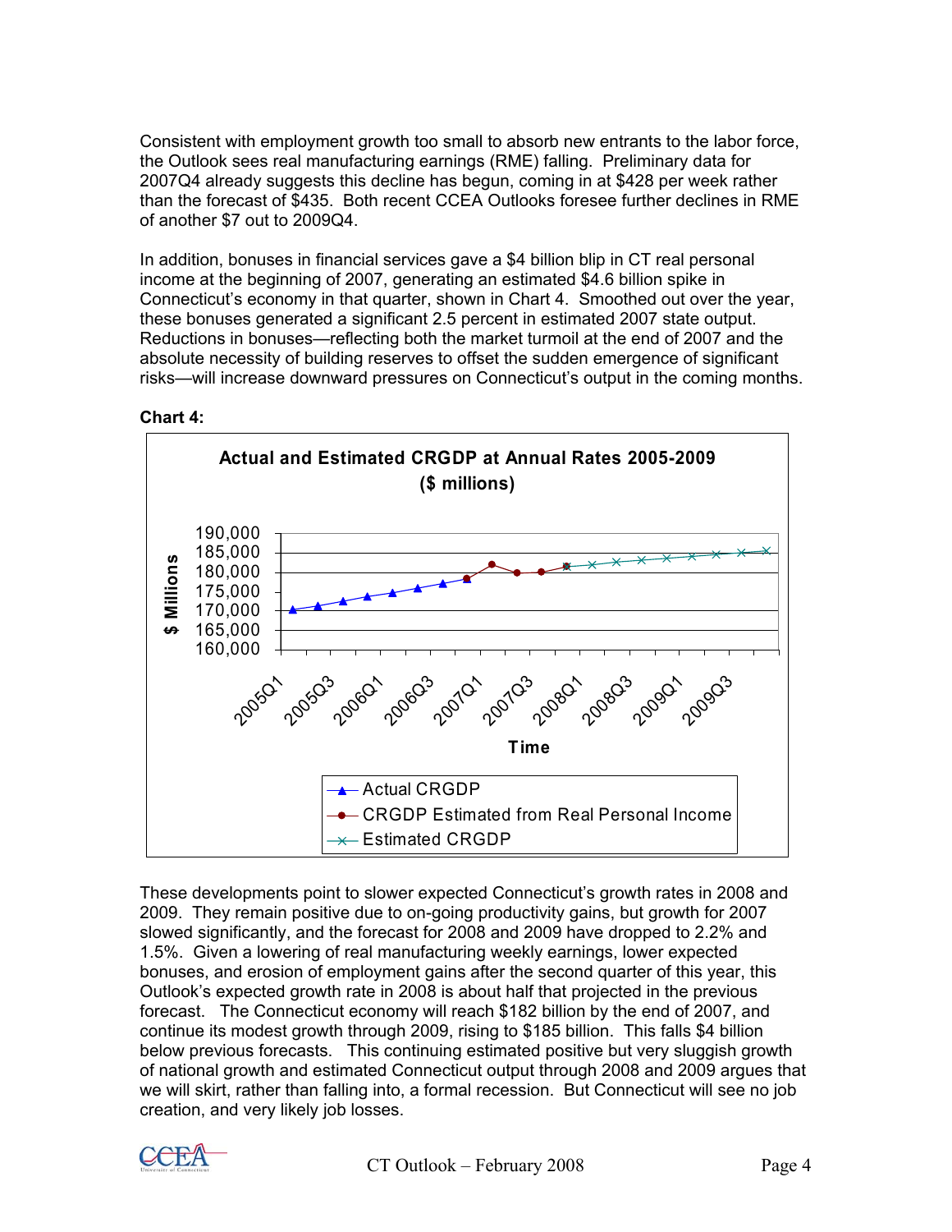Consistent with employment growth too small to absorb new entrants to the labor force, the Outlook sees real manufacturing earnings (RME) falling. Preliminary data for 2007Q4 already suggests this decline has begun, coming in at $428 per week rather than the forecast of $435. Both recent CCEA Outlooks foresee further declines in RME of another $7 out to 2009Q4.

In addition, bonuses in financial services gave a $4 billion blip in CT real personal income at the beginning of 2007, generating an estimated $4.6 billion spike in Connecticut's economy in that quarter, shown in Chart 4. Smoothed out over the year, these bonuses generated a significant 2.5 percent in estimated 2007 state output. Reductions in bonuses—reflecting both the market turmoil at the end of 2007 and the absolute necessity of building reserves to offset the sudden emergence of significant risks—will increase downward pressures on Connecticut's output in the coming months.

**Chart 4:**

**Actual and Estimated CRGDP at Annual Rates 2005-2009 ($ millions)**

These developments point to slower expected Connecticut's growth rates in 2008 and 2009. They remain positive due to on-going productivity gains, but growth for 2007 slowed significantly, and the forecast for 2008 and 2009 have dropped to 2.2% and 1.5%. Given a lowering of real manufacturing weekly earnings, lower expected bonuses, and erosion of employment gains after the second quarter of this year, this Outlook's expected growth rate in 2008 is about half that projected in the previous forecast. The Connecticut economy will reach $182 billion by the end of 2007, and continue its modest growth through 2009, rising to $185 billion. This falls $4 billion below previous forecasts. This continuing estimated positive but very sluggish growth of national growth and estimated Connecticut output through 2008 and 2009 argues that we will skirt, rather than falling into, a formal recession. But Connecticut will see no job creation, and very likely job losses.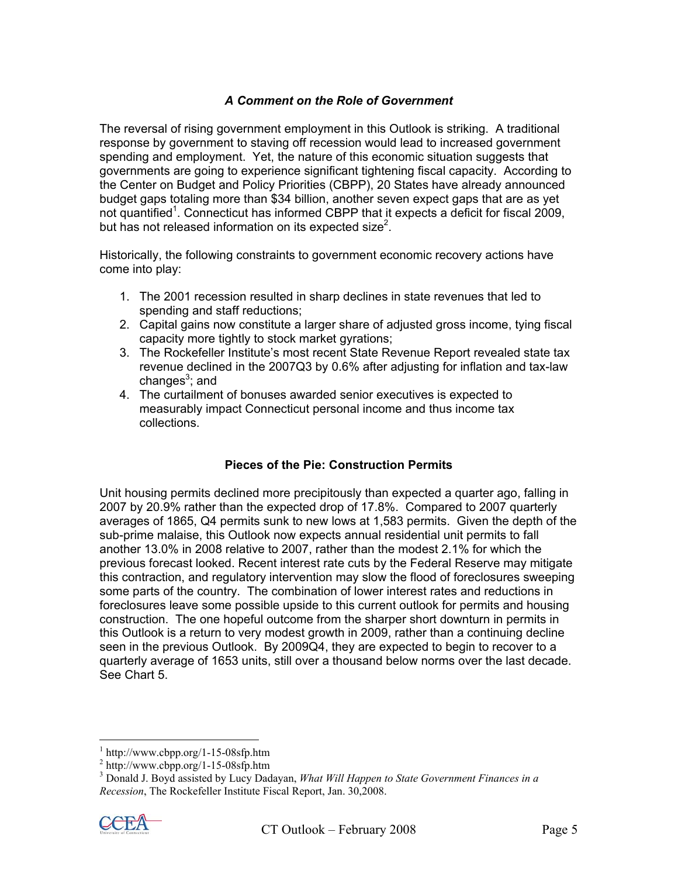### *A Comment on the Role of Government*

The reversal of rising government employment in this Outlook is striking. A traditional response by government to staving off recession would lead to increased government spending and employment. Yet, the nature of this economic situation suggests that governments are going to experience significant tightening fiscal capacity. According to the Center on Budget and Policy Priorities (CBPP), 20 States have already announced budget gaps totaling more than $34 billion, another seven expect gaps that are as yet not quantified[1]. Connecticut has informed CBPP that it expects a deficit for fiscal 2009, but has not released information on its expected size[2].

Historically, the following constraints to government economic recovery actions have come into play:

1. The 2001 recession resulted in sharp declines in state revenues that led to spending and staff reductions;
2. Capital gains now constitute a larger share of adjusted gross income, tying fiscal capacity more tightly to stock market gyrations;
3. The Rockefeller Institute's most recent State Revenue Report revealed state tax revenue declined in the 2007Q3 by 0.6% after adjusting for inflation and tax-law changes[3]; and
4. The curtailment of bonuses awarded senior executives is expected to measurably impact Connecticut personal income and thus income tax collections.

### Pieces of the Pie: Construction Permits

Unit housing permits declined more precipitously than expected a quarter ago, falling in 2007 by 20.9% rather than the expected drop of 17.8%. Compared to 2007 quarterly averages of 1865, Q4 permits sunk to new lows at 1,583 permits. Given the depth of the sub-prime malaise, this Outlook now expects annual residential unit permits to fall another 13.0% in 2008 relative to 2007, rather than the modest 2.1% for which the previous forecast looked. Recent interest rate cuts by the Federal Reserve may mitigate this contraction, and regulatory intervention may slow the flood of foreclosures sweeping some parts of the country. The combination of lower interest rates and reductions in foreclosures leave some possible upside to this current outlook for permits and housing construction. The one hopeful outcome from the sharper short downturn in permits in this Outlook is a return to very modest growth in 2009, rather than a continuing decline seen in the previous Outlook. By 2009Q4, they are expected to begin to recover to a quarterly average of 1653 units, still over a thousand below norms over the last decade. See Chart 5.

---

[1] http://www.cbpp.org/1-15-08sfp.htm

[2] http://www.cbpp.org/1-15-08sfp.htm

[3] Donald J. Boyd assisted by Lucy Dadayan, *What Will Happen to State Government Finances in a Recession*, The Rockefeller Institute Fiscal Report, Jan. 30,2008.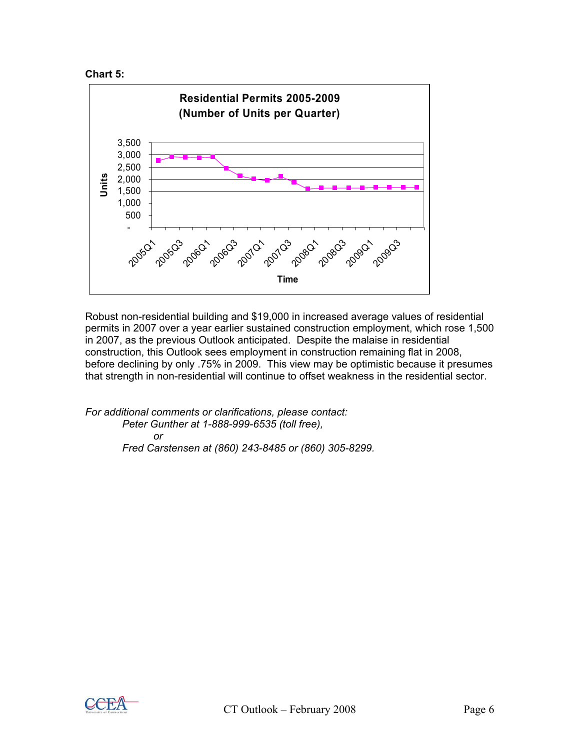**Chart 5:**

Residential Permits 2005-2009
(Number of Units per Quarter)

Units

3,500
3,000
2,500
2,000
1,500
1,000
500
-

2005Q1
2005Q3
2006Q1
2006Q3
2007Q1
2007Q3
2008Q1
2008Q3
2009Q1
2009Q3

Time

Robust non-residential building and $19,000 in increased average values of residential permits in 2007 over a year earlier sustained construction employment, which rose 1,500 in 2007, as the previous Outlook anticipated. Despite the malaise in residential construction, this Outlook sees employment in construction remaining flat in 2008, before declining by only .75% in 2009. This view may be optimistic because it presumes that strength in non-residential will continue to offset weakness in the residential sector.

*For additional comments or clarifications, please contact:*
*Peter Gunther at 1-888-999-6535 (toll free),*
*or*
*Fred Carstensen at (860) 243-8485 or (860) 305-8299.*